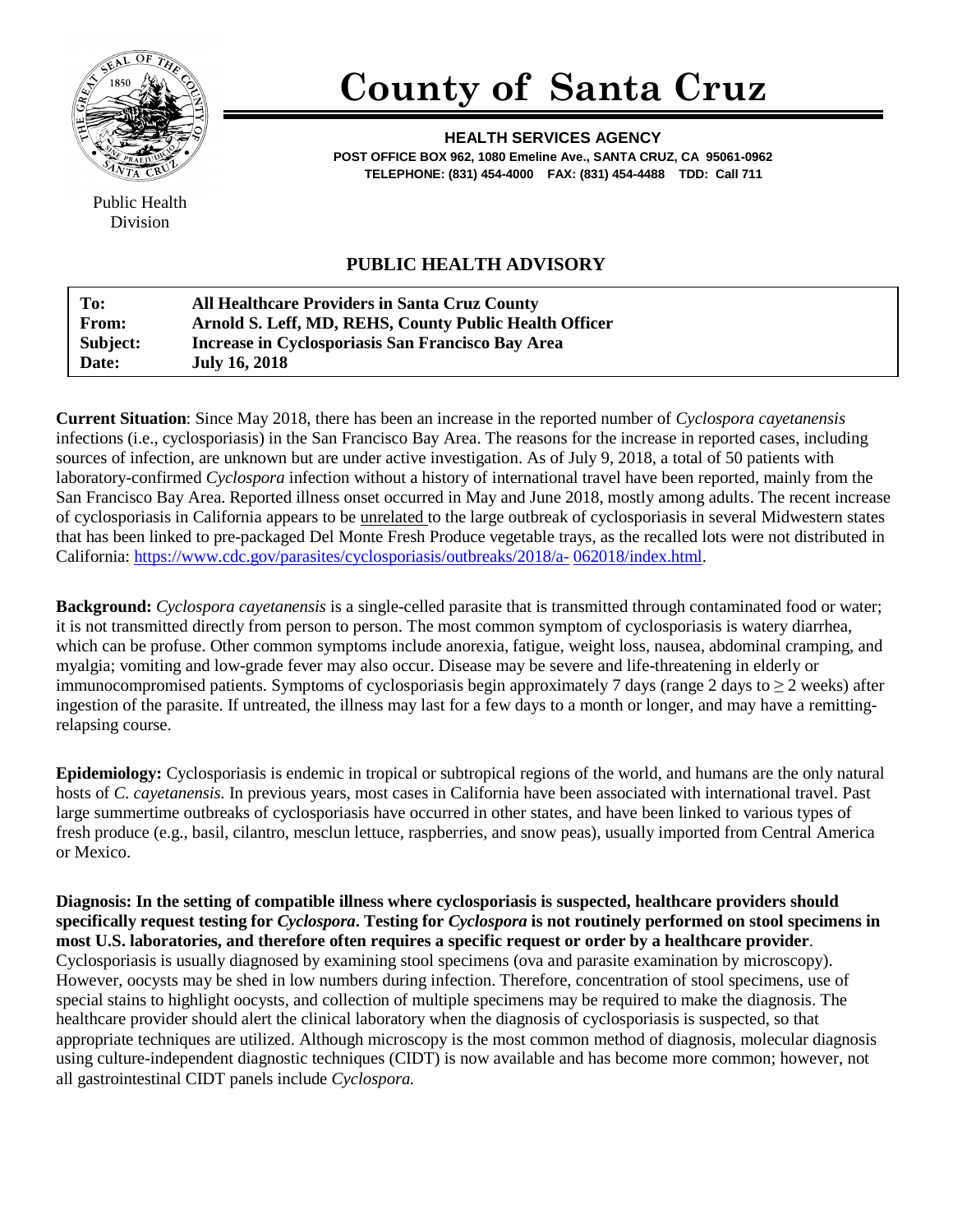# County of Santa Cruz

**HEALTH SERVICES AGENCY**
**POST OFFICE BOX 962, 1080 Emeline Ave., SANTA CRUZ, CA 95061-0962**
**TELEPHONE: (831) 454-4000 FAX: (831) 454-4488 TDD: Call 711**

Public Health Division

## PUBLIC HEALTH ADVISORY

| | |
|---|---|
| **To:** | **All Healthcare Providers in Santa Cruz County** |
| **From:** | **Arnold S. Leff, MD, REHS, County Public Health Officer** |
| **Subject:** | **Increase in Cyclosporiasis San Francisco Bay Area** |
| **Date:** | **July 16, 2018** |

**Current Situation**: Since May 2018, there has been an increase in the reported number of *Cyclospora cayetanensis* infections (i.e., cyclosporiasis) in the San Francisco Bay Area. The reasons for the increase in reported cases, including sources of infection, are unknown but are under active investigation. As of July 9, 2018, a total of 50 patients with laboratory-confirmed *Cyclospora* infection without a history of international travel have been reported, mainly from the San Francisco Bay Area. Reported illness onset occurred in May and June 2018, mostly among adults. The recent increase of cyclosporiasis in California appears to be unrelated to the large outbreak of cyclosporiasis in several Midwestern states that has been linked to pre-packaged Del Monte Fresh Produce vegetable trays, as the recalled lots were not distributed in California: https://www.cdc.gov/parasites/cyclosporiasis/outbreaks/2018/a-062018/index.html.

**Background:** *Cyclospora cayetanensis* is a single-celled parasite that is transmitted through contaminated food or water; it is not transmitted directly from person to person. The most common symptom of cyclosporiasis is watery diarrhea, which can be profuse. Other common symptoms include anorexia, fatigue, weight loss, nausea, abdominal cramping, and myalgia; vomiting and low-grade fever may also occur. Disease may be severe and life-threatening in elderly or immunocompromised patients. Symptoms of cyclosporiasis begin approximately 7 days (range 2 days to ≥ 2 weeks) after ingestion of the parasite. If untreated, the illness may last for a few days to a month or longer, and may have a remitting-relapsing course.

**Epidemiology:** Cyclosporiasis is endemic in tropical or subtropical regions of the world, and humans are the only natural hosts of *C. cayetanensis.* In previous years, most cases in California have been associated with international travel. Past large summertime outbreaks of cyclosporiasis have occurred in other states, and have been linked to various types of fresh produce (e.g., basil, cilantro, mesclun lettuce, raspberries, and snow peas), usually imported from Central America or Mexico.

**Diagnosis: In the setting of compatible illness where cyclosporiasis is suspected, healthcare providers should specifically request testing for *Cyclospora*. Testing for *Cyclospora* is not routinely performed on stool specimens in most U.S. laboratories, and therefore often requires a specific request or order by a healthcare provider**. Cyclosporiasis is usually diagnosed by examining stool specimens (ova and parasite examination by microscopy). However, oocysts may be shed in low numbers during infection. Therefore, concentration of stool specimens, use of special stains to highlight oocysts, and collection of multiple specimens may be required to make the diagnosis. The healthcare provider should alert the clinical laboratory when the diagnosis of cyclosporiasis is suspected, so that appropriate techniques are utilized. Although microscopy is the most common method of diagnosis, molecular diagnosis using culture-independent diagnostic techniques (CIDT) is now available and has become more common; however, not all gastrointestinal CIDT panels include *Cyclospora.*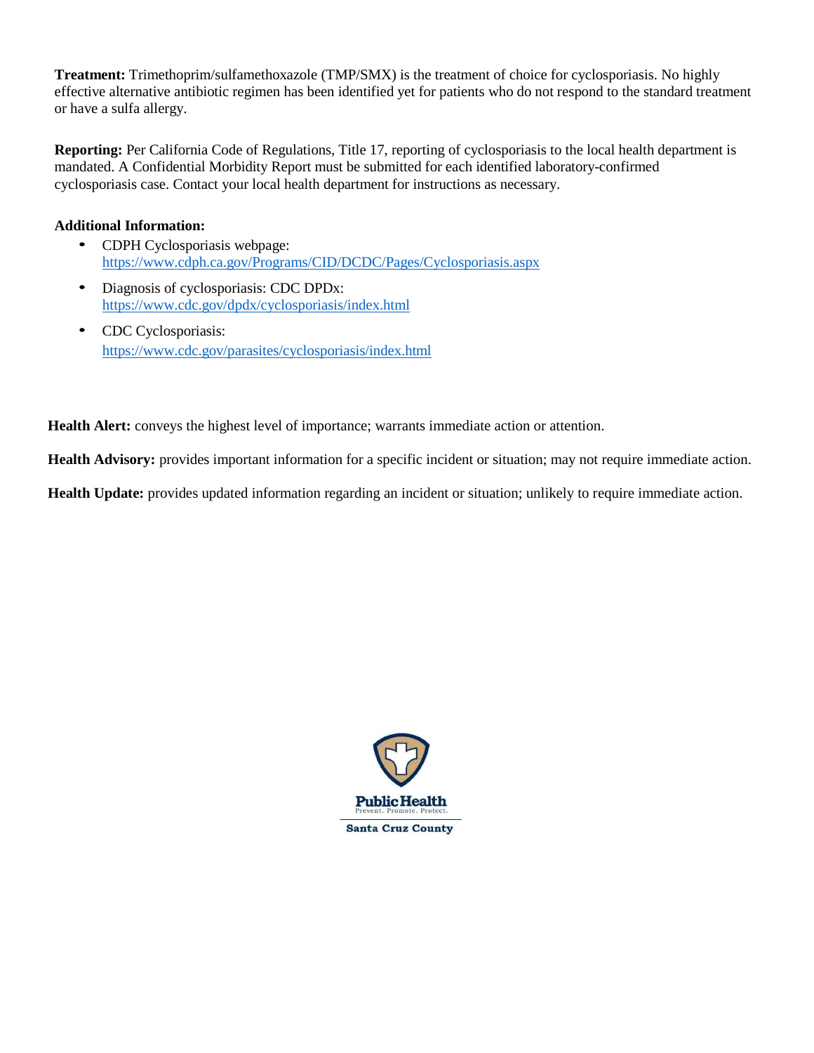**Treatment:** Trimethoprim/sulfamethoxazole (TMP/SMX) is the treatment of choice for cyclosporiasis. No highly effective alternative antibiotic regimen has been identified yet for patients who do not respond to the standard treatment or have a sulfa allergy.

**Reporting:** Per California Code of Regulations, Title 17, reporting of cyclosporiasis to the local health department is mandated. A Confidential Morbidity Report must be submitted for each identified laboratory-confirmed cyclosporiasis case. Contact your local health department for instructions as necessary.

**Additional Information:**

- CDPH Cyclosporiasis webpage: https://www.cdph.ca.gov/Programs/CID/DCDC/Pages/Cyclosporiasis.aspx
- Diagnosis of cyclosporiasis: CDC DPDx: https://www.cdc.gov/dpdx/cyclosporiasis/index.html
- CDC Cyclosporiasis: https://www.cdc.gov/parasites/cyclosporiasis/index.html

**Health Alert:** conveys the highest level of importance; warrants immediate action or attention.

**Health Advisory:** provides important information for a specific incident or situation; may not require immediate action.

**Health Update:** provides updated information regarding an incident or situation; unlikely to require immediate action.

Public Health
Prevent. Promote. Protect.
Santa Cruz County